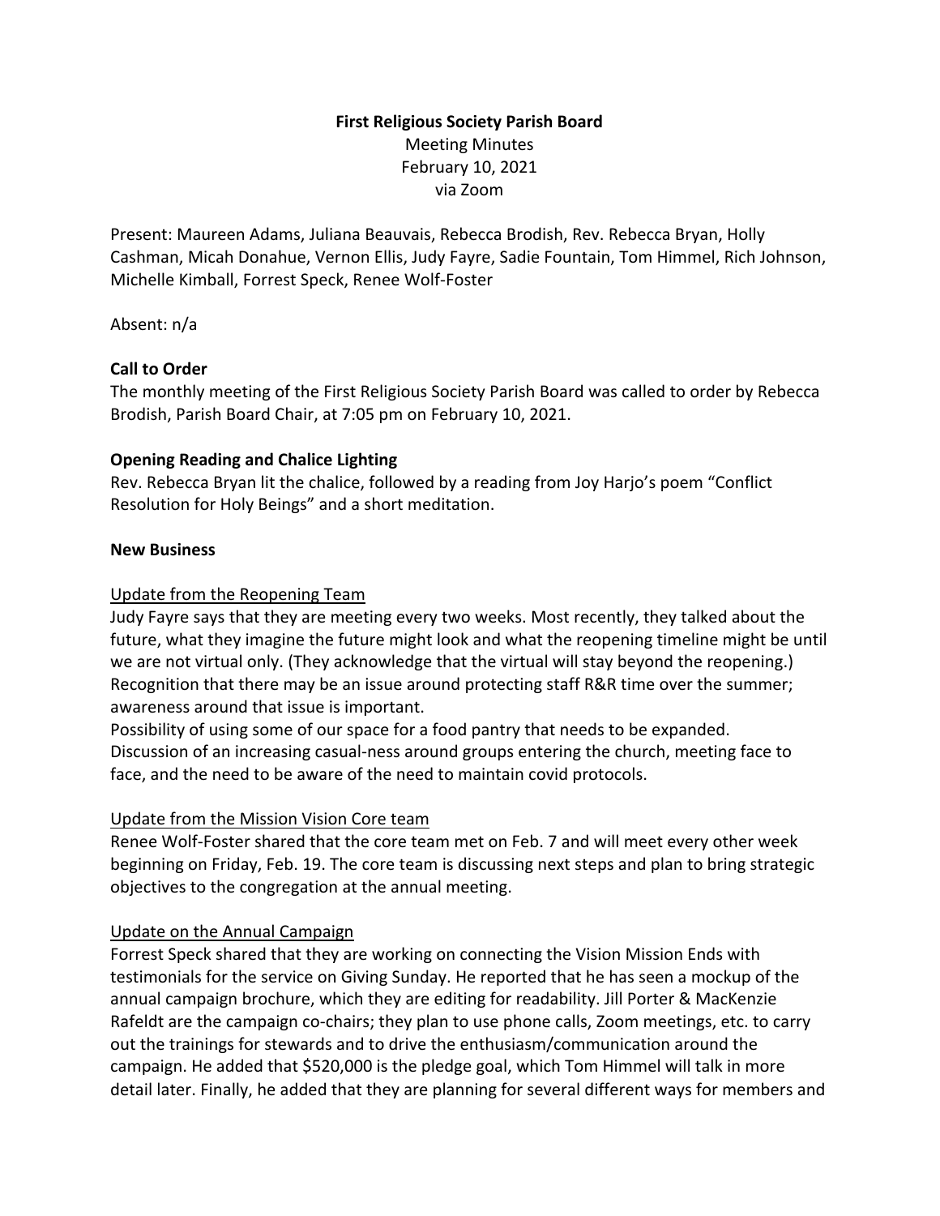# First Religious Society Parish Board

Meeting Minutes
February 10, 2021
via Zoom

Present: Maureen Adams, Juliana Beauvais, Rebecca Brodish, Rev. Rebecca Bryan, Holly Cashman, Micah Donahue, Vernon Ellis, Judy Fayre, Sadie Fountain, Tom Himmel, Rich Johnson, Michelle Kimball, Forrest Speck, Renee Wolf-Foster

Absent: n/a

## Call to Order

The monthly meeting of the First Religious Society Parish Board was called to order by Rebecca Brodish, Parish Board Chair, at 7:05 pm on February 10, 2021.

## Opening Reading and Chalice Lighting

Rev. Rebecca Bryan lit the chalice, followed by a reading from Joy Harjo's poem "Conflict Resolution for Holy Beings" and a short meditation.

## New Business

### Update from the Reopening Team

Judy Fayre says that they are meeting every two weeks. Most recently, they talked about the future, what they imagine the future might look and what the reopening timeline might be until we are not virtual only. (They acknowledge that the virtual will stay beyond the reopening.) Recognition that there may be an issue around protecting staff R&R time over the summer; awareness around that issue is important.
Possibility of using some of our space for a food pantry that needs to be expanded.
Discussion of an increasing casual-ness around groups entering the church, meeting face to face, and the need to be aware of the need to maintain covid protocols.

### Update from the Mission Vision Core team

Renee Wolf-Foster shared that the core team met on Feb. 7 and will meet every other week beginning on Friday, Feb. 19. The core team is discussing next steps and plan to bring strategic objectives to the congregation at the annual meeting.

### Update on the Annual Campaign

Forrest Speck shared that they are working on connecting the Vision Mission Ends with testimonials for the service on Giving Sunday. He reported that he has seen a mockup of the annual campaign brochure, which they are editing for readability. Jill Porter & MacKenzie Rafeldt are the campaign co-chairs; they plan to use phone calls, Zoom meetings, etc. to carry out the trainings for stewards and to drive the enthusiasm/communication around the campaign. He added that $520,000 is the pledge goal, which Tom Himmel will talk in more detail later. Finally, he added that they are planning for several different ways for members and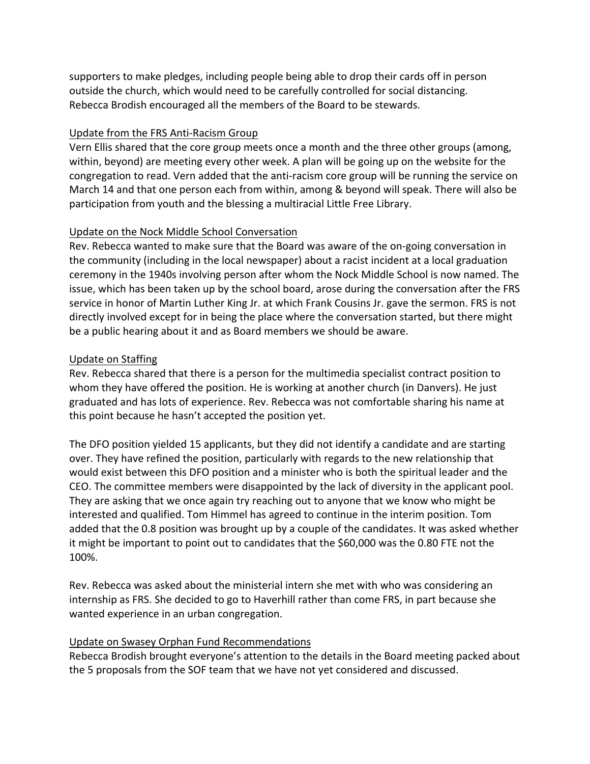supporters to make pledges, including people being able to drop their cards off in person outside the church, which would need to be carefully controlled for social distancing. Rebecca Brodish encouraged all the members of the Board to be stewards.

<u>Update from the FRS Anti-Racism Group</u>

Vern Ellis shared that the core group meets once a month and the three other groups (among, within, beyond) are meeting every other week. A plan will be going up on the website for the congregation to read. Vern added that the anti-racism core group will be running the service on March 14 and that one person each from within, among & beyond will speak. There will also be participation from youth and the blessing a multiracial Little Free Library.

<u>Update on the Nock Middle School Conversation</u>

Rev. Rebecca wanted to make sure that the Board was aware of the on-going conversation in the community (including in the local newspaper) about a racist incident at a local graduation ceremony in the 1940s involving person after whom the Nock Middle School is now named. The issue, which has been taken up by the school board, arose during the conversation after the FRS service in honor of Martin Luther King Jr. at which Frank Cousins Jr. gave the sermon. FRS is not directly involved except for in being the place where the conversation started, but there might be a public hearing about it and as Board members we should be aware.

<u>Update on Staffing</u>

Rev. Rebecca shared that there is a person for the multimedia specialist contract position to whom they have offered the position. He is working at another church (in Danvers). He just graduated and has lots of experience. Rev. Rebecca was not comfortable sharing his name at this point because he hasn't accepted the position yet.

The DFO position yielded 15 applicants, but they did not identify a candidate and are starting over. They have refined the position, particularly with regards to the new relationship that would exist between this DFO position and a minister who is both the spiritual leader and the CEO. The committee members were disappointed by the lack of diversity in the applicant pool. They are asking that we once again try reaching out to anyone that we know who might be interested and qualified. Tom Himmel has agreed to continue in the interim position. Tom added that the 0.8 position was brought up by a couple of the candidates. It was asked whether it might be important to point out to candidates that the $60,000 was the 0.80 FTE not the 100%.

Rev. Rebecca was asked about the ministerial intern she met with who was considering an internship as FRS. She decided to go to Haverhill rather than come FRS, in part because she wanted experience in an urban congregation.

<u>Update on Swasey Orphan Fund Recommendations</u>

Rebecca Brodish brought everyone's attention to the details in the Board meeting packed about the 5 proposals from the SOF team that we have not yet considered and discussed.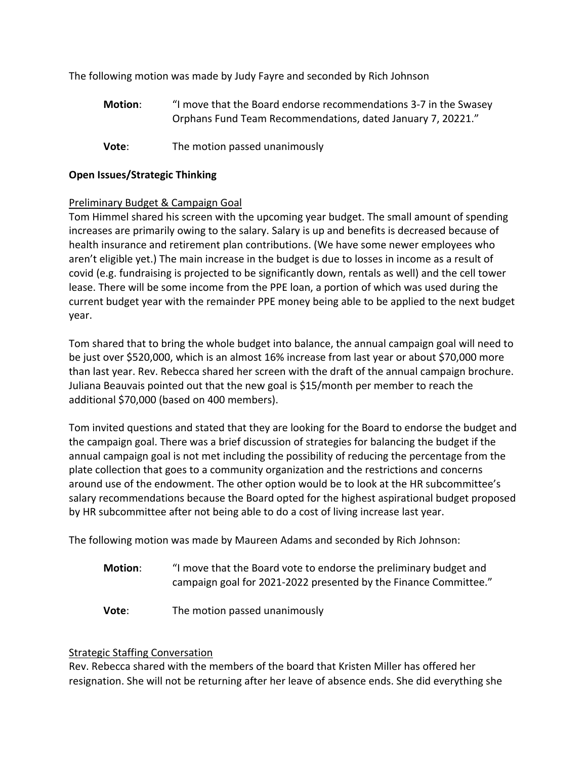The following motion was made by Judy Fayre and seconded by Rich Johnson

**Motion**: "I move that the Board endorse recommendations 3-7 in the Swasey Orphans Fund Team Recommendations, dated January 7, 20221."

**Vote**: The motion passed unanimously

**Open Issues/Strategic Thinking**

Preliminary Budget & Campaign Goal

Tom Himmel shared his screen with the upcoming year budget. The small amount of spending increases are primarily owing to the salary. Salary is up and benefits is decreased because of health insurance and retirement plan contributions. (We have some newer employees who aren't eligible yet.) The main increase in the budget is due to losses in income as a result of covid (e.g. fundraising is projected to be significantly down, rentals as well) and the cell tower lease. There will be some income from the PPE loan, a portion of which was used during the current budget year with the remainder PPE money being able to be applied to the next budget year.

Tom shared that to bring the whole budget into balance, the annual campaign goal will need to be just over $520,000, which is an almost 16% increase from last year or about $70,000 more than last year. Rev. Rebecca shared her screen with the draft of the annual campaign brochure. Juliana Beauvais pointed out that the new goal is $15/month per member to reach the additional $70,000 (based on 400 members).

Tom invited questions and stated that they are looking for the Board to endorse the budget and the campaign goal. There was a brief discussion of strategies for balancing the budget if the annual campaign goal is not met including the possibility of reducing the percentage from the plate collection that goes to a community organization and the restrictions and concerns around use of the endowment. The other option would be to look at the HR subcommittee's salary recommendations because the Board opted for the highest aspirational budget proposed by HR subcommittee after not being able to do a cost of living increase last year.

The following motion was made by Maureen Adams and seconded by Rich Johnson:

**Motion**: "I move that the Board vote to endorse the preliminary budget and campaign goal for 2021-2022 presented by the Finance Committee."

**Vote**: The motion passed unanimously

Strategic Staffing Conversation

Rev. Rebecca shared with the members of the board that Kristen Miller has offered her resignation. She will not be returning after her leave of absence ends. She did everything she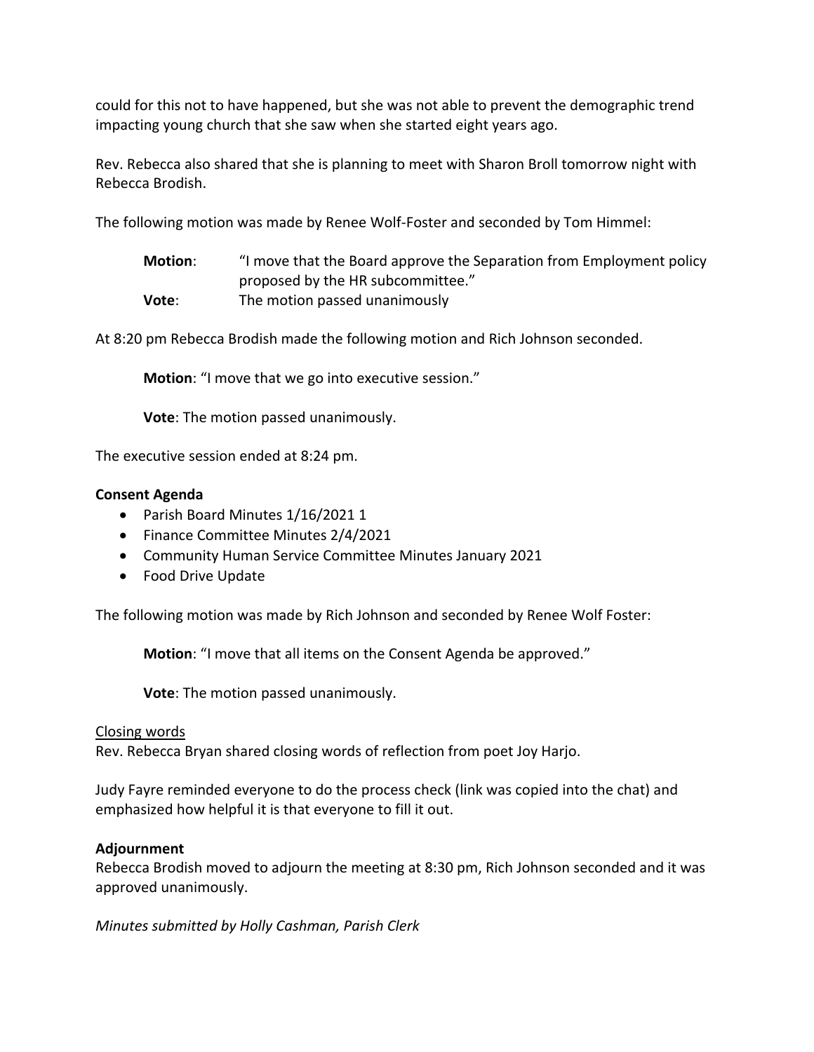could for this not to have happened, but she was not able to prevent the demographic trend impacting young church that she saw when she started eight years ago.

Rev. Rebecca also shared that she is planning to meet with Sharon Broll tomorrow night with Rebecca Brodish.

The following motion was made by Renee Wolf-Foster and seconded by Tom Himmel:

> **Motion**: "I move that the Board approve the Separation from Employment policy proposed by the HR subcommittee."
> **Vote**: The motion passed unanimously

At 8:20 pm Rebecca Brodish made the following motion and Rich Johnson seconded.

> **Motion**: "I move that we go into executive session."
>
> **Vote**: The motion passed unanimously.

The executive session ended at 8:24 pm.

**Consent Agenda**

- Parish Board Minutes 1/16/2021 1
- Finance Committee Minutes 2/4/2021
- Community Human Service Committee Minutes January 2021
- Food Drive Update

The following motion was made by Rich Johnson and seconded by Renee Wolf Foster:

> **Motion**: "I move that all items on the Consent Agenda be approved."
>
> **Vote**: The motion passed unanimously.

<u>Closing words</u>

Rev. Rebecca Bryan shared closing words of reflection from poet Joy Harjo.

Judy Fayre reminded everyone to do the process check (link was copied into the chat) and emphasized how helpful it is that everyone to fill it out.

**Adjournment**

Rebecca Brodish moved to adjourn the meeting at 8:30 pm, Rich Johnson seconded and it was approved unanimously.

*Minutes submitted by Holly Cashman, Parish Clerk*